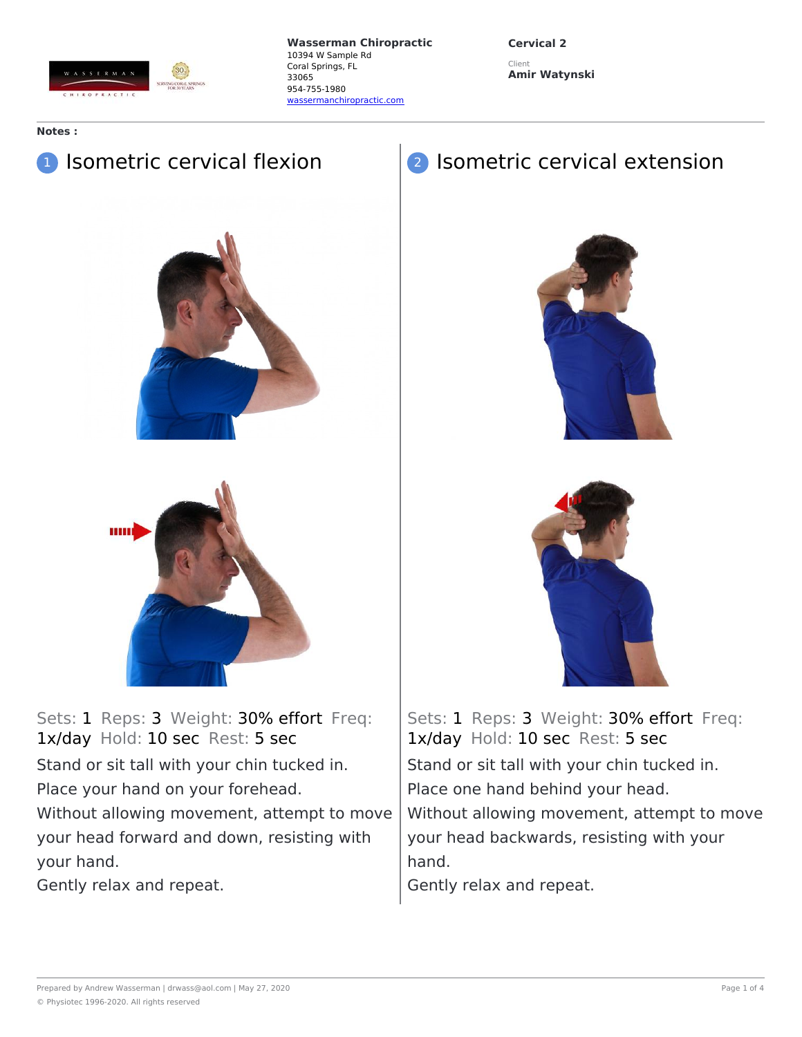**Wasserman Chiropractic**
10394 W Sample Rd
Coral Springs, FL
33065
954-755-1980
wassermanchiropractic.com

**Cervical 2**

Client
**Amir Watynski**

**Notes :**

## 1 Isometric cervical flexion

Sets: 1 Reps: 3 Weight: 30% effort Freq: 1x/day Hold: 10 sec Rest: 5 sec

Stand or sit tall with your chin tucked in.

Place your hand on your forehead.

Without allowing movement, attempt to move your head forward and down, resisting with your hand.

Gently relax and repeat.

## 2 Isometric cervical extension

Sets: 1 Reps: 3 Weight: 30% effort Freq: 1x/day Hold: 10 sec Rest: 5 sec

Stand or sit tall with your chin tucked in.

Place one hand behind your head.

Without allowing movement, attempt to move your head backwards, resisting with your hand.

Gently relax and repeat.

Prepared by Andrew Wasserman | drwass@aol.com | May 27, 2020

© Physiotec 1996-2020. All rights reserved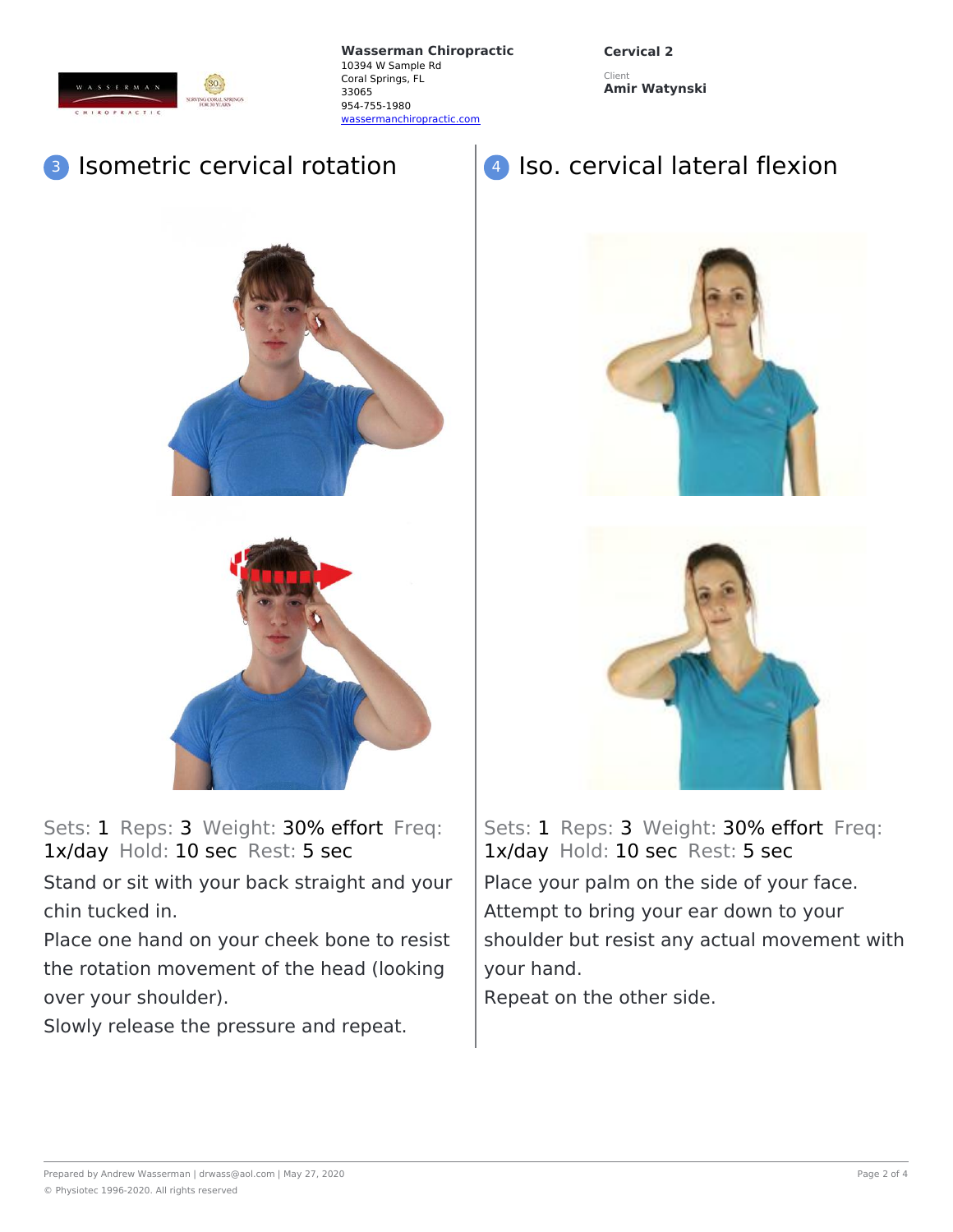Wasserman Chiropractic
10394 W Sample Rd
Coral Springs, FL
33065
954-755-1980
wassermanchiropractic.com

**Cervical 2**

Client
**Amir Watynski**

## 3 Isometric cervical rotation

Sets: 1 Reps: 3 Weight: 30% effort Freq: 1x/day Hold: 10 sec Rest: 5 sec

Stand or sit with your back straight and your chin tucked in.

Place one hand on your cheek bone to resist the rotation movement of the head (looking over your shoulder).

Slowly release the pressure and repeat.

## 4 Iso. cervical lateral flexion

Sets: 1 Reps: 3 Weight: 30% effort Freq: 1x/day Hold: 10 sec Rest: 5 sec

Place your palm on the side of your face.

Attempt to bring your ear down to your shoulder but resist any actual movement with your hand.

Repeat on the other side.

Prepared by Andrew Wasserman | drwass@aol.com | May 27, 2020

© Physiotec 1996-2020. All rights reserved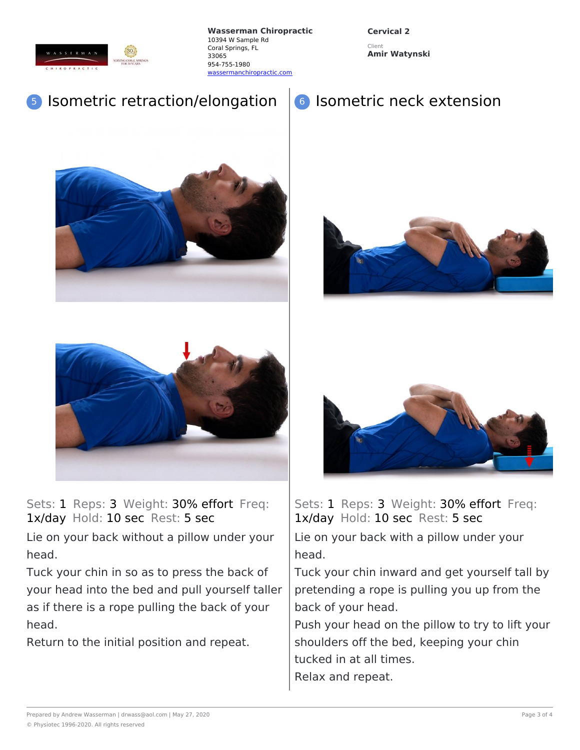Wasserman Chiropractic
10394 W Sample Rd
Coral Springs, FL
33065
954-755-1980
wassermanchiropractic.com

**Cervical 2**

Client
**Amir Watynski**

## 5 Isometric retraction/elongation

Sets: 1 Reps: 3 Weight: 30% effort Freq: 1x/day Hold: 10 sec Rest: 5 sec

Lie on your back without a pillow under your head.

Tuck your chin in so as to press the back of your head into the bed and pull yourself taller as if there is a rope pulling the back of your head.

Return to the initial position and repeat.

## 6 Isometric neck extension

Sets: 1 Reps: 3 Weight: 30% effort Freq: 1x/day Hold: 10 sec Rest: 5 sec

Lie on your back with a pillow under your head.

Tuck your chin inward and get yourself tall by pretending a rope is pulling you up from the back of your head.

Push your head on the pillow to try to lift your shoulders off the bed, keeping your chin tucked in at all times.

Relax and repeat.

Prepared by Andrew Wasserman | drwass@aol.com | May 27, 2020

© Physiotec 1996-2020. All rights reserved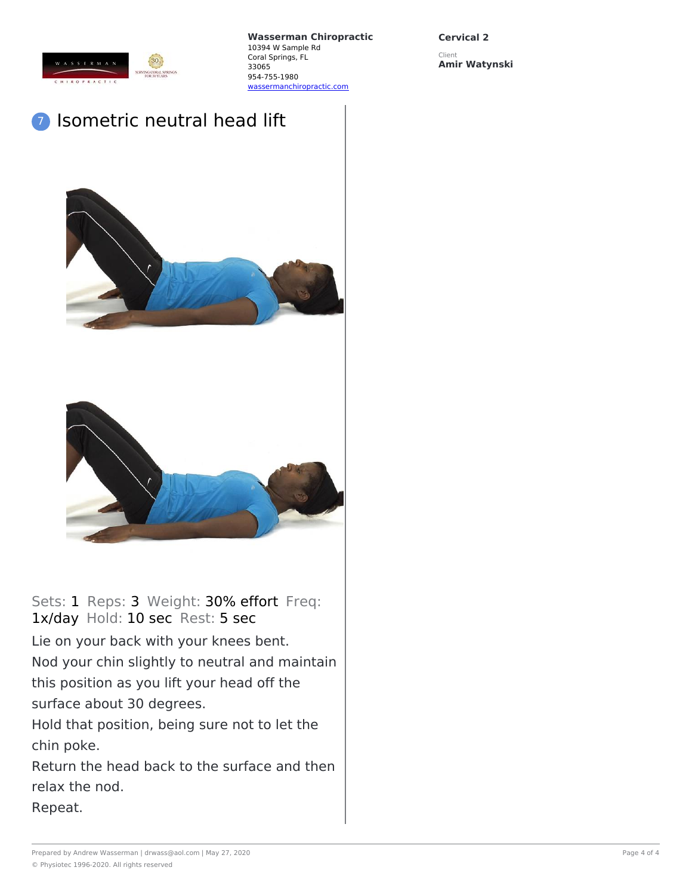**Wasserman Chiropractic**
10394 W Sample Rd
Coral Springs, FL
33065
954-755-1980
wassermanchiropractic.com

**Cervical 2**

Client
**Amir Watynski**

# 7 Isometric neutral head lift

Sets: 1 Reps: 3 Weight: 30% effort Freq: 1x/day Hold: 10 sec Rest: 5 sec

Lie on your back with your knees bent.

Nod your chin slightly to neutral and maintain this position as you lift your head off the surface about 30 degrees.

Hold that position, being sure not to let the chin poke.

Return the head back to the surface and then relax the nod.

Repeat.

Prepared by Andrew Wasserman | drwass@aol.com | May 27, 2020

© Physiotec 1996-2020. All rights reserved